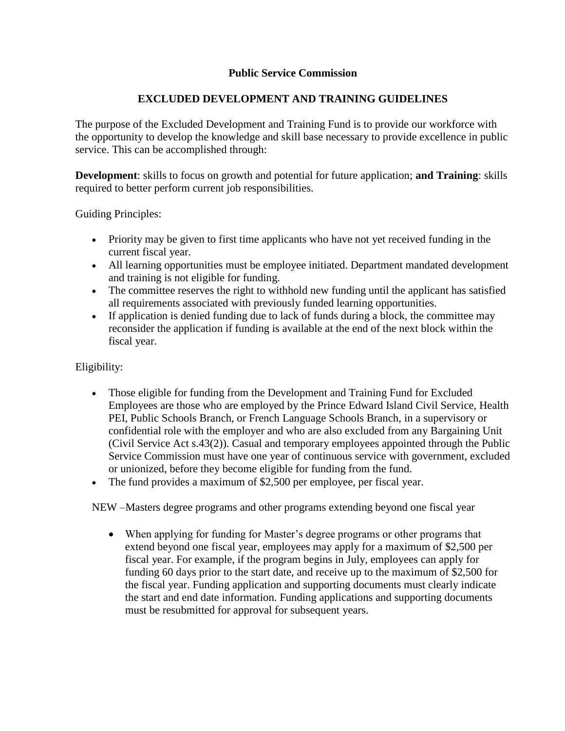# Public Service Commission

## EXCLUDED DEVELOPMENT AND TRAINING GUIDELINES

The purpose of the Excluded Development and Training Fund is to provide our workforce with the opportunity to develop the knowledge and skill base necessary to provide excellence in public service. This can be accomplished through:

**Development**: skills to focus on growth and potential for future application; **and Training**: skills required to better perform current job responsibilities.

Guiding Principles:

- Priority may be given to first time applicants who have not yet received funding in the current fiscal year.
- All learning opportunities must be employee initiated. Department mandated development and training is not eligible for funding.
- The committee reserves the right to withhold new funding until the applicant has satisfied all requirements associated with previously funded learning opportunities.
- If application is denied funding due to lack of funds during a block, the committee may reconsider the application if funding is available at the end of the next block within the fiscal year.

Eligibility:

- Those eligible for funding from the Development and Training Fund for Excluded Employees are those who are employed by the Prince Edward Island Civil Service, Health PEI, Public Schools Branch, or French Language Schools Branch, in a supervisory or confidential role with the employer and who are also excluded from any Bargaining Unit (Civil Service Act s.43(2)). Casual and temporary employees appointed through the Public Service Commission must have one year of continuous service with government, excluded or unionized, before they become eligible for funding from the fund.
- The fund provides a maximum of $2,500 per employee, per fiscal year.

NEW –Masters degree programs and other programs extending beyond one fiscal year

- When applying for funding for Master's degree programs or other programs that extend beyond one fiscal year, employees may apply for a maximum of $2,500 per fiscal year. For example, if the program begins in July, employees can apply for funding 60 days prior to the start date, and receive up to the maximum of $2,500 for the fiscal year. Funding application and supporting documents must clearly indicate the start and end date information. Funding applications and supporting documents must be resubmitted for approval for subsequent years.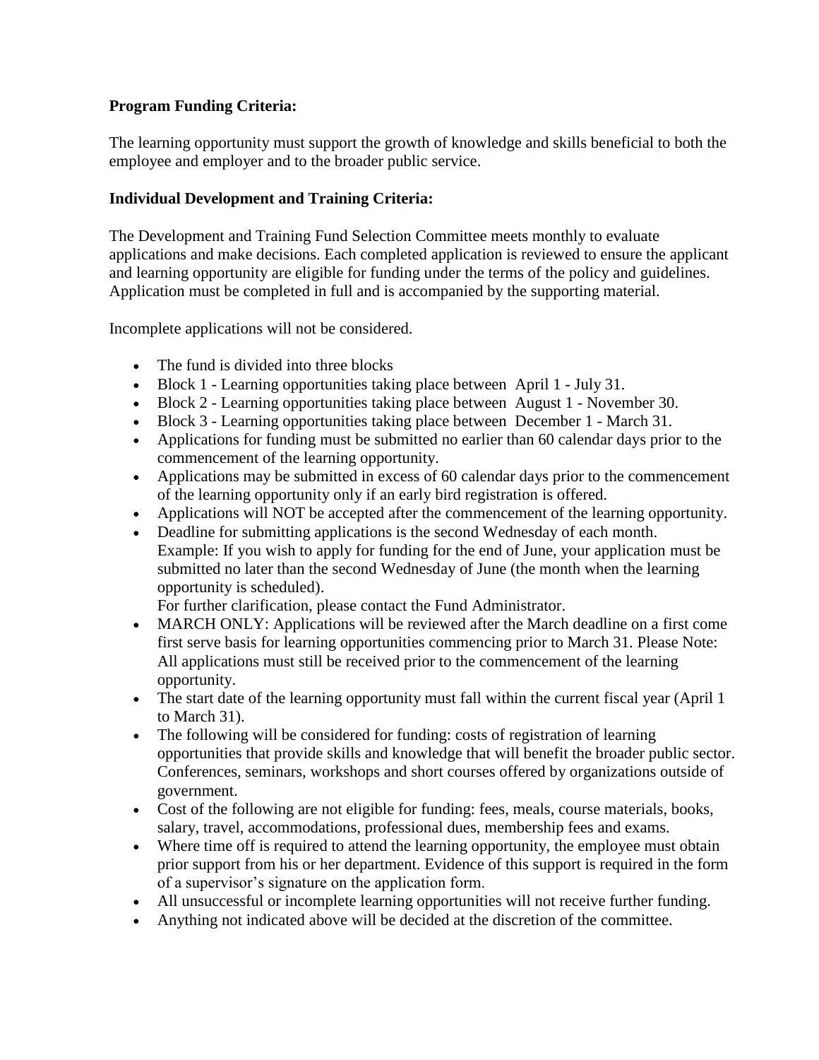**Program Funding Criteria:**

The learning opportunity must support the growth of knowledge and skills beneficial to both the employee and employer and to the broader public service.

**Individual Development and Training Criteria:**

The Development and Training Fund Selection Committee meets monthly to evaluate applications and make decisions. Each completed application is reviewed to ensure the applicant and learning opportunity are eligible for funding under the terms of the policy and guidelines. Application must be completed in full and is accompanied by the supporting material.

Incomplete applications will not be considered.

- The fund is divided into three blocks
- Block 1 - Learning opportunities taking place between April 1 - July 31.
- Block 2 - Learning opportunities taking place between August 1 - November 30.
- Block 3 - Learning opportunities taking place between December 1 - March 31.
- Applications for funding must be submitted no earlier than 60 calendar days prior to the commencement of the learning opportunity.
- Applications may be submitted in excess of 60 calendar days prior to the commencement of the learning opportunity only if an early bird registration is offered.
- Applications will NOT be accepted after the commencement of the learning opportunity.
- Deadline for submitting applications is the second Wednesday of each month.
  Example: If you wish to apply for funding for the end of June, your application must be submitted no later than the second Wednesday of June (the month when the learning opportunity is scheduled).
  For further clarification, please contact the Fund Administrator.
- MARCH ONLY: Applications will be reviewed after the March deadline on a first come first serve basis for learning opportunities commencing prior to March 31. Please Note: All applications must still be received prior to the commencement of the learning opportunity.
- The start date of the learning opportunity must fall within the current fiscal year (April 1 to March 31).
- The following will be considered for funding: costs of registration of learning opportunities that provide skills and knowledge that will benefit the broader public sector. Conferences, seminars, workshops and short courses offered by organizations outside of government.
- Cost of the following are not eligible for funding: fees, meals, course materials, books, salary, travel, accommodations, professional dues, membership fees and exams.
- Where time off is required to attend the learning opportunity, the employee must obtain prior support from his or her department. Evidence of this support is required in the form of a supervisor's signature on the application form.
- All unsuccessful or incomplete learning opportunities will not receive further funding.
- Anything not indicated above will be decided at the discretion of the committee.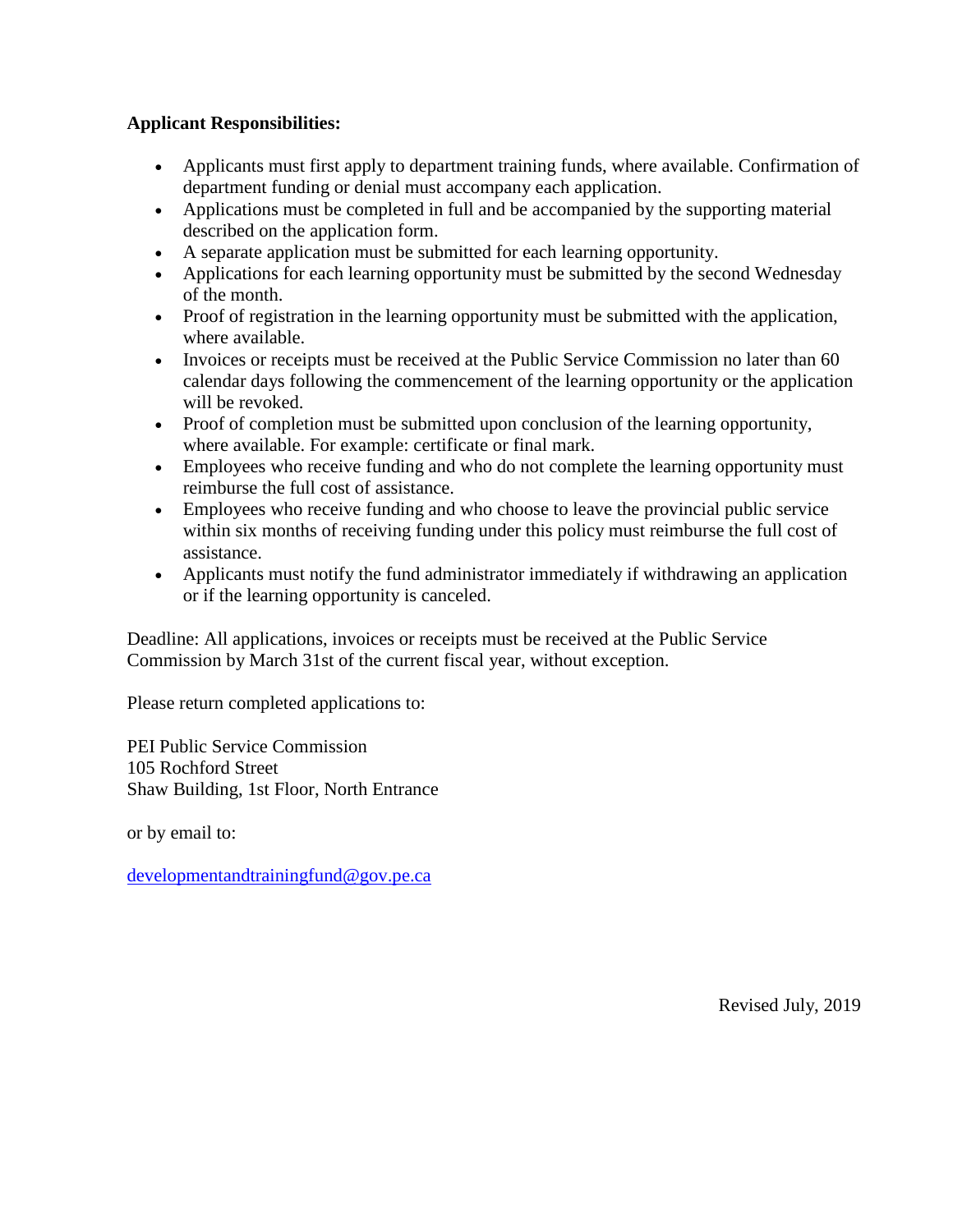**Applicant Responsibilities:**

- Applicants must first apply to department training funds, where available. Confirmation of department funding or denial must accompany each application.
- Applications must be completed in full and be accompanied by the supporting material described on the application form.
- A separate application must be submitted for each learning opportunity.
- Applications for each learning opportunity must be submitted by the second Wednesday of the month.
- Proof of registration in the learning opportunity must be submitted with the application, where available.
- Invoices or receipts must be received at the Public Service Commission no later than 60 calendar days following the commencement of the learning opportunity or the application will be revoked.
- Proof of completion must be submitted upon conclusion of the learning opportunity, where available. For example: certificate or final mark.
- Employees who receive funding and who do not complete the learning opportunity must reimburse the full cost of assistance.
- Employees who receive funding and who choose to leave the provincial public service within six months of receiving funding under this policy must reimburse the full cost of assistance.
- Applicants must notify the fund administrator immediately if withdrawing an application or if the learning opportunity is canceled.

Deadline: All applications, invoices or receipts must be received at the Public Service Commission by March 31st of the current fiscal year, without exception.

Please return completed applications to:

PEI Public Service Commission
105 Rochford Street
Shaw Building, 1st Floor, North Entrance

or by email to:

developmentandtrainingfund@gov.pe.ca

Revised July, 2019